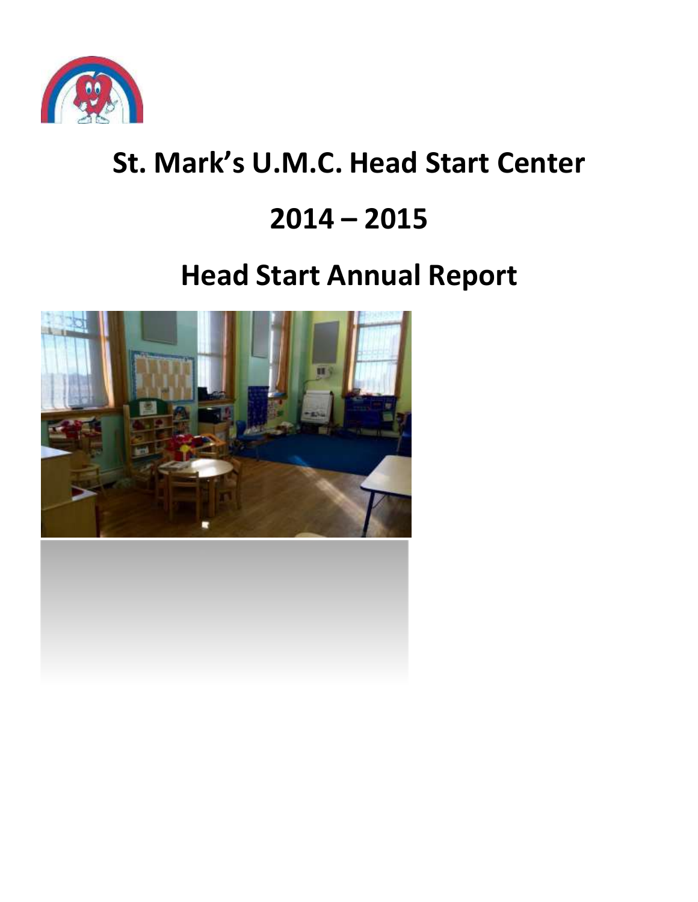# St. Mark's U.M.C. Head Start Center

# 2014 – 2015

# Head Start Annual Report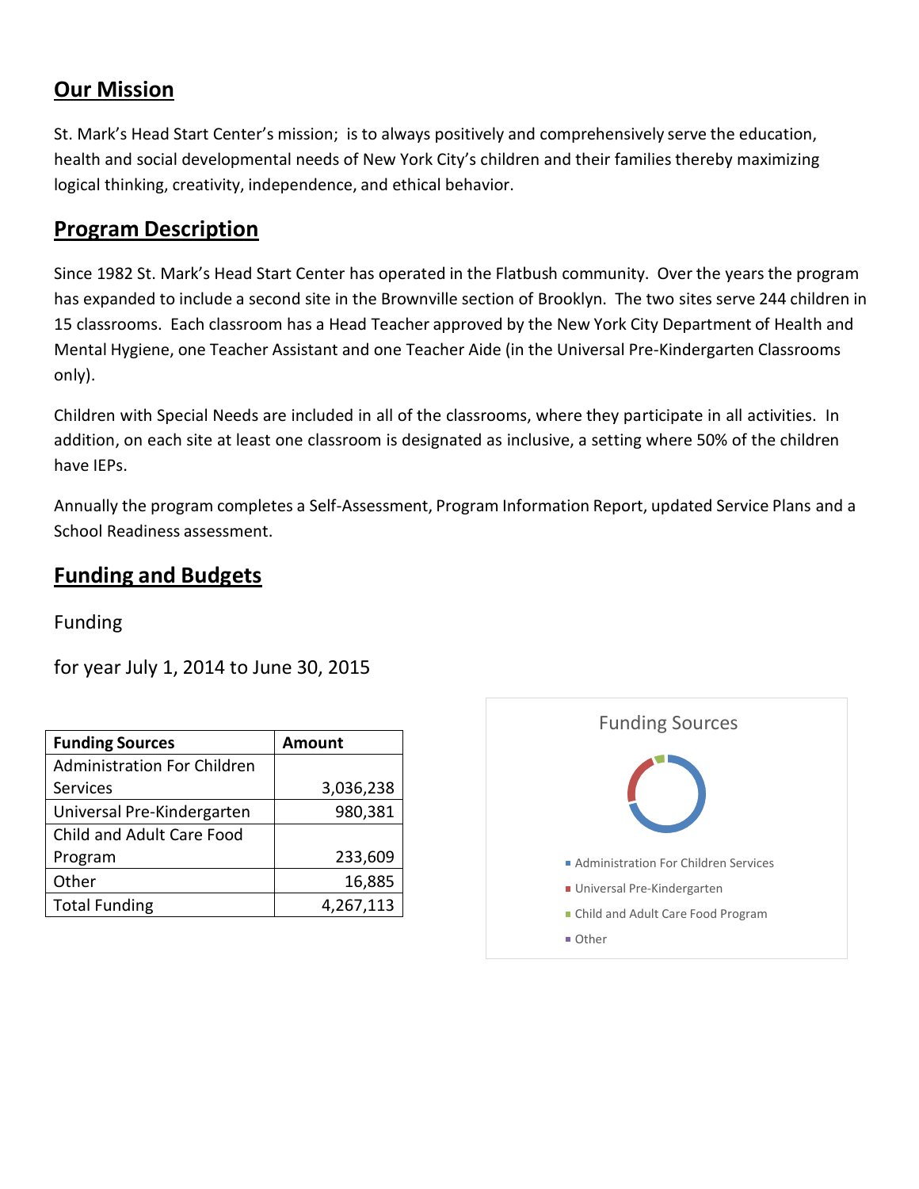## Our Mission

St. Mark's Head Start Center's mission; is to always positively and comprehensively serve the education, health and social developmental needs of New York City's children and their families thereby maximizing logical thinking, creativity, independence, and ethical behavior.

## Program Description

Since 1982 St. Mark's Head Start Center has operated in the Flatbush community. Over the years the program has expanded to include a second site in the Brownville section of Brooklyn. The two sites serve 244 children in 15 classrooms. Each classroom has a Head Teacher approved by the New York City Department of Health and Mental Hygiene, one Teacher Assistant and one Teacher Aide (in the Universal Pre-Kindergarten Classrooms only).

Children with Special Needs are included in all of the classrooms, where they participate in all activities. In addition, on each site at least one classroom is designated as inclusive, a setting where 50% of the children have IEPs.

Annually the program completes a Self-Assessment, Program Information Report, updated Service Plans and a School Readiness assessment.

## Funding and Budgets

Funding

for year July 1, 2014 to June 30, 2015

| **Funding Sources** | **Amount** |
|---|---|
| Administration For Children Services | 3,036,238 |
| Universal Pre-Kindergarten | 980,381 |
| Child and Adult Care Food Program | 233,609 |
| Other | 16,885 |
| Total Funding | 4,267,113 |

Funding Sources

- Administration For Children Services
- Universal Pre-Kindergarten
- Child and Adult Care Food Program
- Other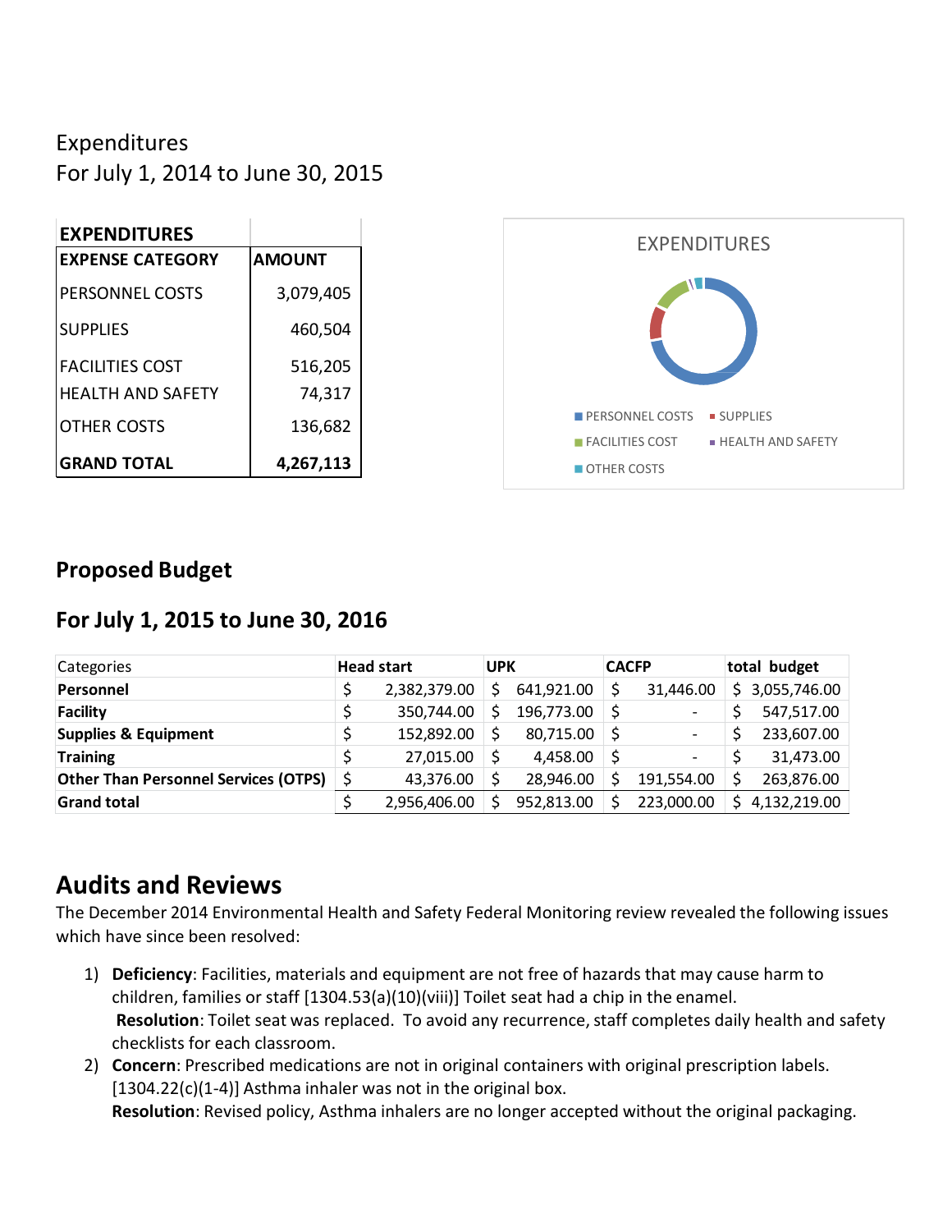Expenditures
For July 1, 2014 to June 30, 2015

| EXPENDITURES | |
|---|---|
| **EXPENSE CATEGORY** | **AMOUNT** |
| PERSONNEL COSTS | 3,079,405 |
| SUPPLIES | 460,504 |
| FACILITIES COST | 516,205 |
| HEALTH AND SAFETY | 74,317 |
| OTHER COSTS | 136,682 |
| **GRAND TOTAL** | **4,267,113** |

EXPENDITURES

PERSONNEL COSTS, SUPPLIES, FACILITIES COST, HEALTH AND SAFETY, OTHER COSTS

## Proposed Budget

## For July 1, 2015 to June 30, 2016

| Categories | Head start | UPK | CACFP | total budget |
|---|---|---|---|---|
| **Personnel** | $ 2,382,379.00 | $ 641,921.00 | $ 31,446.00 | $ 3,055,746.00 |
| **Facility** | $ 350,744.00 | $ 196,773.00 | $ - | $ 547,517.00 |
| **Supplies & Equipment** | $ 152,892.00 | $ 80,715.00 | $ - | $ 233,607.00 |
| **Training** | $ 27,015.00 | $ 4,458.00 | $ - | $ 31,473.00 |
| **Other Than Personnel Services (OTPS)** | $ 43,376.00 | $ 28,946.00 | $ 191,554.00 | $ 263,876.00 |
| **Grand total** | $ 2,956,406.00 | $ 952,813.00 | $ 223,000.00 | $ 4,132,219.00 |

# Audits and Reviews

The December 2014 Environmental Health and Safety Federal Monitoring review revealed the following issues which have since been resolved:

1) **Deficiency**: Facilities, materials and equipment are not free of hazards that may cause harm to children, families or staff [1304.53(a)(10)(viii)] Toilet seat had a chip in the enamel.
   **Resolution**: Toilet seat was replaced. To avoid any recurrence, staff completes daily health and safety checklists for each classroom.
2) **Concern**: Prescribed medications are not in original containers with original prescription labels. [1304.22(c)(1-4)] Asthma inhaler was not in the original box.
   **Resolution**: Revised policy, Asthma inhalers are no longer accepted without the original packaging.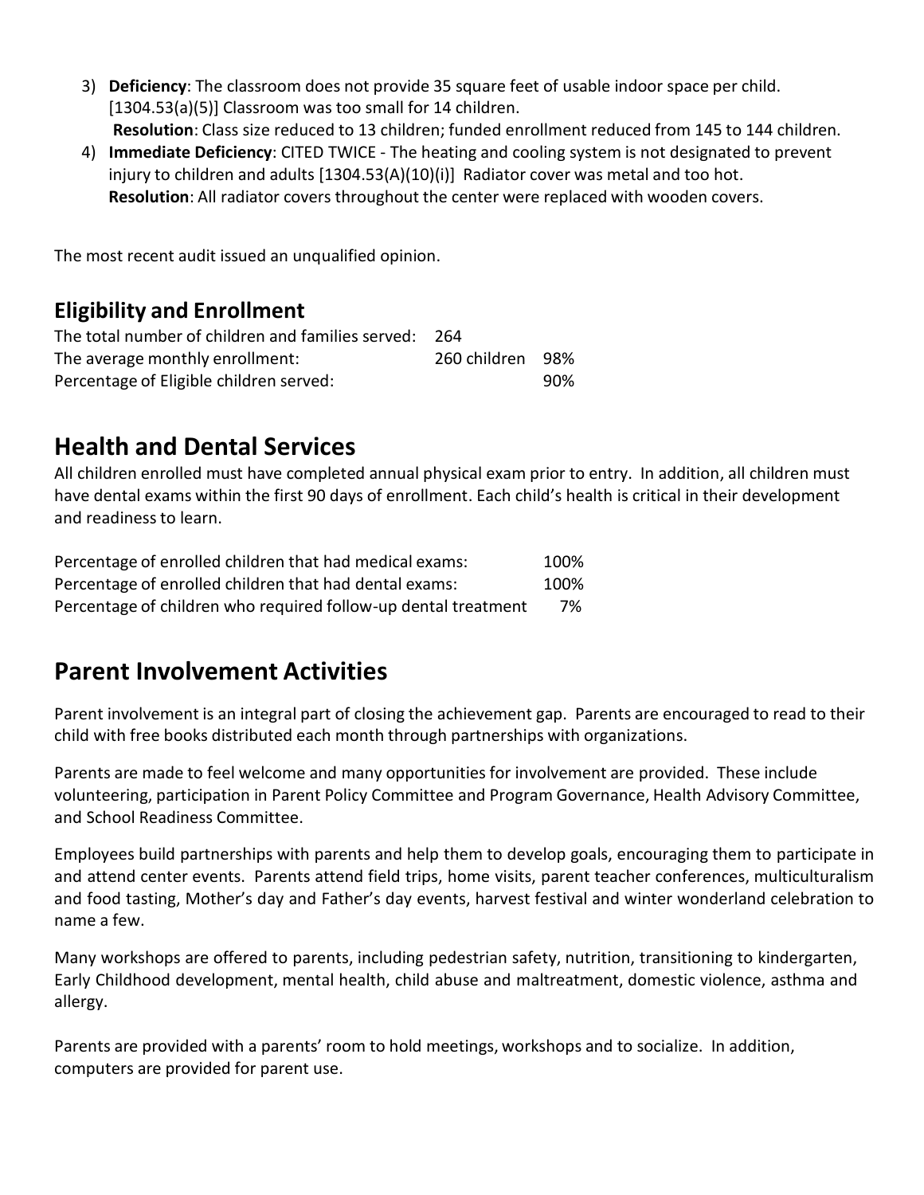3) **Deficiency**: The classroom does not provide 35 square feet of usable indoor space per child. [1304.53(a)(5)] Classroom was too small for 14 children.
   **Resolution**: Class size reduced to 13 children; funded enrollment reduced from 145 to 144 children.
4) **Immediate Deficiency**: CITED TWICE - The heating and cooling system is not designated to prevent injury to children and adults [1304.53(A)(10)(i)] Radiator cover was metal and too hot.
   **Resolution**: All radiator covers throughout the center were replaced with wooden covers.

The most recent audit issued an unqualified opinion.

### Eligibility and Enrollment

| | | |
|---|---|---|
| The total number of children and families served: | 264 | |
| The average monthly enrollment: | 260 children | 98% |
| Percentage of Eligible children served: | | 90% |

## Health and Dental Services

All children enrolled must have completed annual physical exam prior to entry. In addition, all children must have dental exams within the first 90 days of enrollment. Each child's health is critical in their development and readiness to learn.

| | |
|---|---|
| Percentage of enrolled children that had medical exams: | 100% |
| Percentage of enrolled children that had dental exams: | 100% |
| Percentage of children who required follow-up dental treatment | 7% |

## Parent Involvement Activities

Parent involvement is an integral part of closing the achievement gap. Parents are encouraged to read to their child with free books distributed each month through partnerships with organizations.

Parents are made to feel welcome and many opportunities for involvement are provided. These include volunteering, participation in Parent Policy Committee and Program Governance, Health Advisory Committee, and School Readiness Committee.

Employees build partnerships with parents and help them to develop goals, encouraging them to participate in and attend center events. Parents attend field trips, home visits, parent teacher conferences, multiculturalism and food tasting, Mother's day and Father's day events, harvest festival and winter wonderland celebration to name a few.

Many workshops are offered to parents, including pedestrian safety, nutrition, transitioning to kindergarten, Early Childhood development, mental health, child abuse and maltreatment, domestic violence, asthma and allergy.

Parents are provided with a parents' room to hold meetings, workshops and to socialize. In addition, computers are provided for parent use.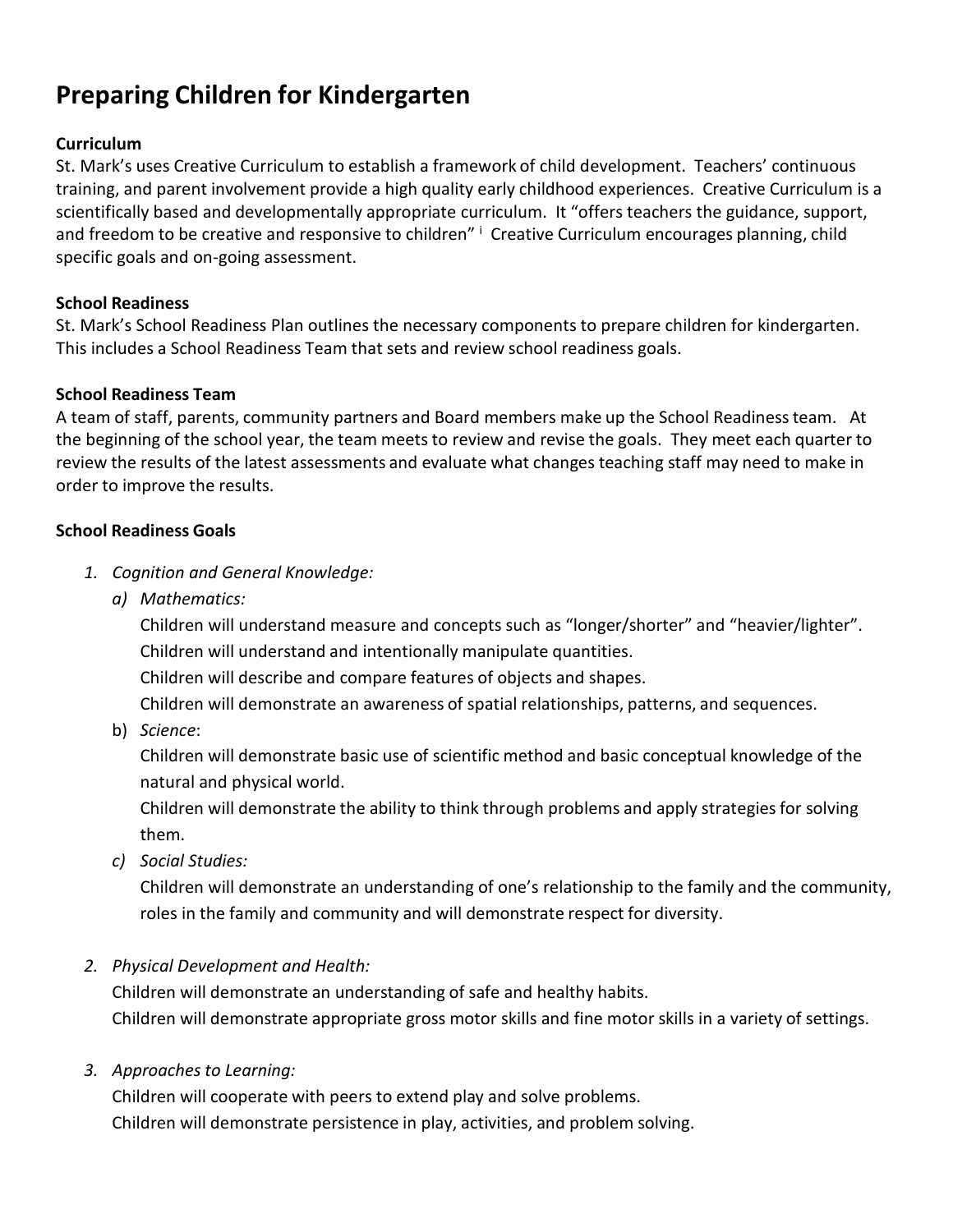# Preparing Children for Kindergarten

**Curriculum**

St. Mark's uses Creative Curriculum to establish a framework of child development. Teachers' continuous training, and parent involvement provide a high quality early childhood experiences. Creative Curriculum is a scientifically based and developmentally appropriate curriculum. It "offers teachers the guidance, support, and freedom to be creative and responsive to children" [i] Creative Curriculum encourages planning, child specific goals and on-going assessment.

**School Readiness**

St. Mark's School Readiness Plan outlines the necessary components to prepare children for kindergarten. This includes a School Readiness Team that sets and review school readiness goals.

**School Readiness Team**

A team of staff, parents, community partners and Board members make up the School Readiness team. At the beginning of the school year, the team meets to review and revise the goals. They meet each quarter to review the results of the latest assessments and evaluate what changes teaching staff may need to make in order to improve the results.

**School Readiness Goals**

1. *Cognition and General Knowledge:*
   a) *Mathematics:*
      Children will understand measure and concepts such as "longer/shorter" and "heavier/lighter".
      Children will understand and intentionally manipulate quantities.
      Children will describe and compare features of objects and shapes.
      Children will demonstrate an awareness of spatial relationships, patterns, and sequences.
   b) *Science*:
      Children will demonstrate basic use of scientific method and basic conceptual knowledge of the natural and physical world.
      Children will demonstrate the ability to think through problems and apply strategies for solving them.
   c) *Social Studies:*
      Children will demonstrate an understanding of one's relationship to the family and the community, roles in the family and community and will demonstrate respect for diversity.

2. *Physical Development and Health:*
   Children will demonstrate an understanding of safe and healthy habits.
   Children will demonstrate appropriate gross motor skills and fine motor skills in a variety of settings.

3. *Approaches to Learning:*
   Children will cooperate with peers to extend play and solve problems.
   Children will demonstrate persistence in play, activities, and problem solving.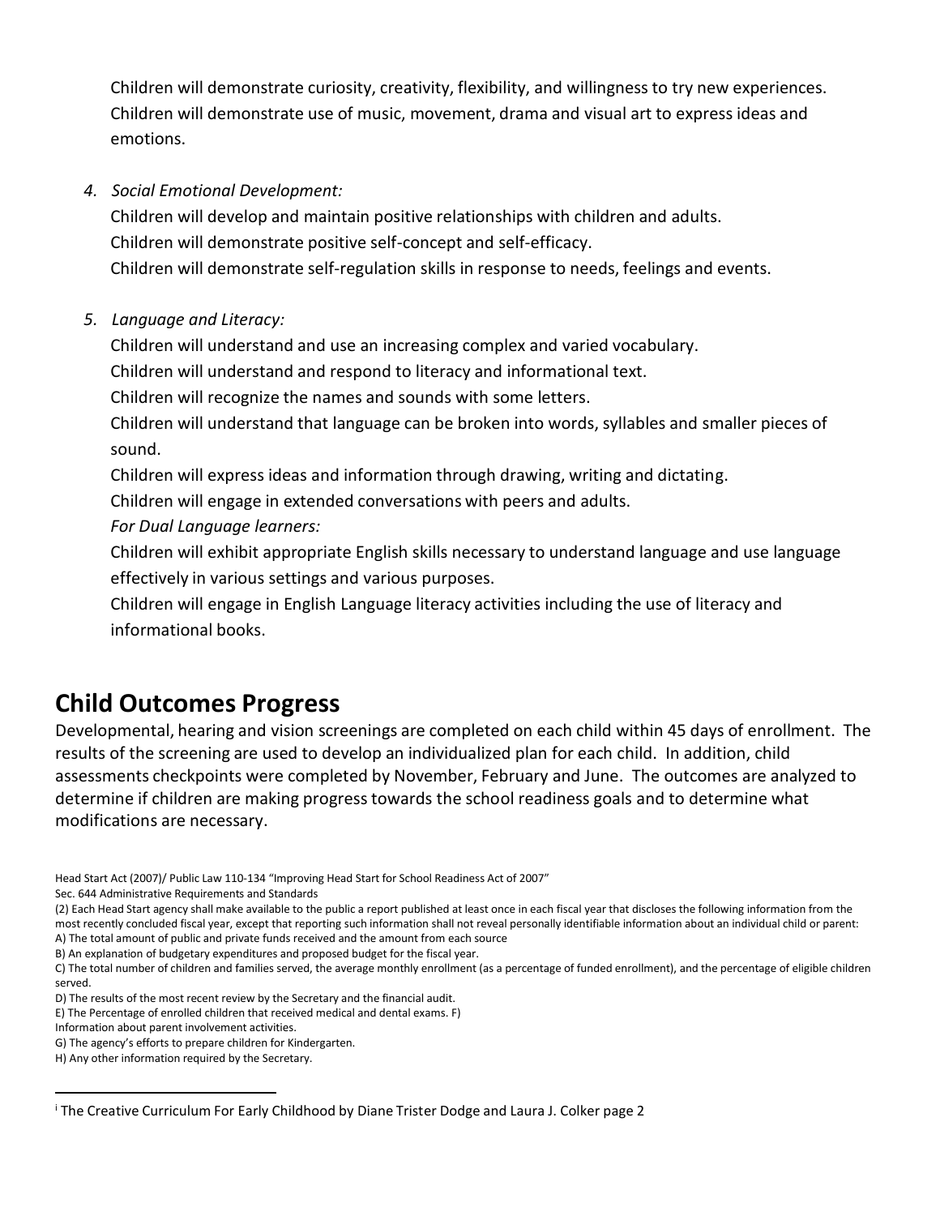Children will demonstrate curiosity, creativity, flexibility, and willingness to try new experiences.
Children will demonstrate use of music, movement, drama and visual art to express ideas and emotions.

4. *Social Emotional Development:*

   Children will develop and maintain positive relationships with children and adults.
   Children will demonstrate positive self-concept and self-efficacy.
   Children will demonstrate self-regulation skills in response to needs, feelings and events.

5. *Language and Literacy:*

   Children will understand and use an increasing complex and varied vocabulary.
   Children will understand and respond to literacy and informational text.
   Children will recognize the names and sounds with some letters.
   Children will understand that language can be broken into words, syllables and smaller pieces of sound.
   Children will express ideas and information through drawing, writing and dictating.
   Children will engage in extended conversations with peers and adults.
   *For Dual Language learners:*
   Children will exhibit appropriate English skills necessary to understand language and use language effectively in various settings and various purposes.
   Children will engage in English Language literacy activities including the use of literacy and informational books.

## Child Outcomes Progress

Developmental, hearing and vision screenings are completed on each child within 45 days of enrollment. The results of the screening are used to develop an individualized plan for each child. In addition, child assessments checkpoints were completed by November, February and June. The outcomes are analyzed to determine if children are making progress towards the school readiness goals and to determine what modifications are necessary.

Head Start Act (2007)/ Public Law 110-134 "Improving Head Start for School Readiness Act of 2007"
Sec. 644 Administrative Requirements and Standards
(2) Each Head Start agency shall make available to the public a report published at least once in each fiscal year that discloses the following information from the most recently concluded fiscal year, except that reporting such information shall not reveal personally identifiable information about an individual child or parent:
A) The total amount of public and private funds received and the amount from each source
B) An explanation of budgetary expenditures and proposed budget for the fiscal year.
C) The total number of children and families served, the average monthly enrollment (as a percentage of funded enrollment), and the percentage of eligible children served.
D) The results of the most recent review by the Secretary and the financial audit.
E) The Percentage of enrolled children that received medical and dental exams. F)
Information about parent involvement activities.
G) The agency's efforts to prepare children for Kindergarten.
H) Any other information required by the Secretary.

[i] The Creative Curriculum For Early Childhood by Diane Trister Dodge and Laura J. Colker page 2